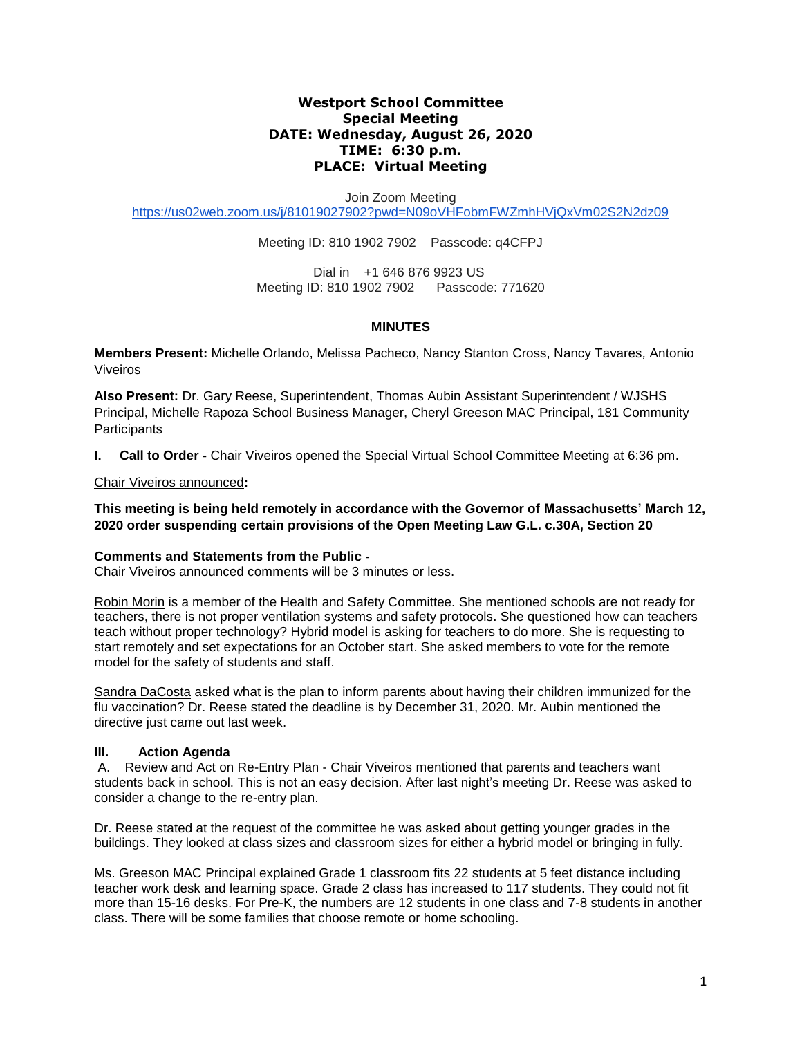**Westport School Committee**
**Special Meeting**
**DATE: Wednesday, August 26, 2020**
**TIME: 6:30 p.m.**
**PLACE: Virtual Meeting**

Join Zoom Meeting
https://us02web.zoom.us/j/81019027902?pwd=N09oVHFobmFWZmhHVjQxVm02S2N2dz09

Meeting ID: 810 1902 7902 Passcode: q4CFPJ

Dial in +1 646 876 9923 US
Meeting ID: 810 1902 7902 Passcode: 771620

## MINUTES

**Members Present:** Michelle Orlando, Melissa Pacheco, Nancy Stanton Cross, Nancy Tavares, Antonio Viveiros

**Also Present:** Dr. Gary Reese, Superintendent, Thomas Aubin Assistant Superintendent / WJSHS Principal, Michelle Rapoza School Business Manager, Cheryl Greeson MAC Principal, 181 Community Participants

**I. Call to Order -** Chair Viveiros opened the Special Virtual School Committee Meeting at 6:36 pm.

Chair Viveiros announced**:**

**This meeting is being held remotely in accordance with the Governor of Massachusetts' March 12, 2020 order suspending certain provisions of the Open Meeting Law G.L. c.30A, Section 20**

**Comments and Statements from the Public -**
Chair Viveiros announced comments will be 3 minutes or less.

Robin Morin is a member of the Health and Safety Committee. She mentioned schools are not ready for teachers, there is not proper ventilation systems and safety protocols. She questioned how can teachers teach without proper technology? Hybrid model is asking for teachers to do more. She is requesting to start remotely and set expectations for an October start. She asked members to vote for the remote model for the safety of students and staff.

Sandra DaCosta asked what is the plan to inform parents about having their children immunized for the flu vaccination? Dr. Reese stated the deadline is by December 31, 2020. Mr. Aubin mentioned the directive just came out last week.

### III. Action Agenda

A. Review and Act on Re-Entry Plan - Chair Viveiros mentioned that parents and teachers want students back in school. This is not an easy decision. After last night's meeting Dr. Reese was asked to consider a change to the re-entry plan.

Dr. Reese stated at the request of the committee he was asked about getting younger grades in the buildings. They looked at class sizes and classroom sizes for either a hybrid model or bringing in fully.

Ms. Greeson MAC Principal explained Grade 1 classroom fits 22 students at 5 feet distance including teacher work desk and learning space. Grade 2 class has increased to 117 students. They could not fit more than 15-16 desks. For Pre-K, the numbers are 12 students in one class and 7-8 students in another class. There will be some families that choose remote or home schooling.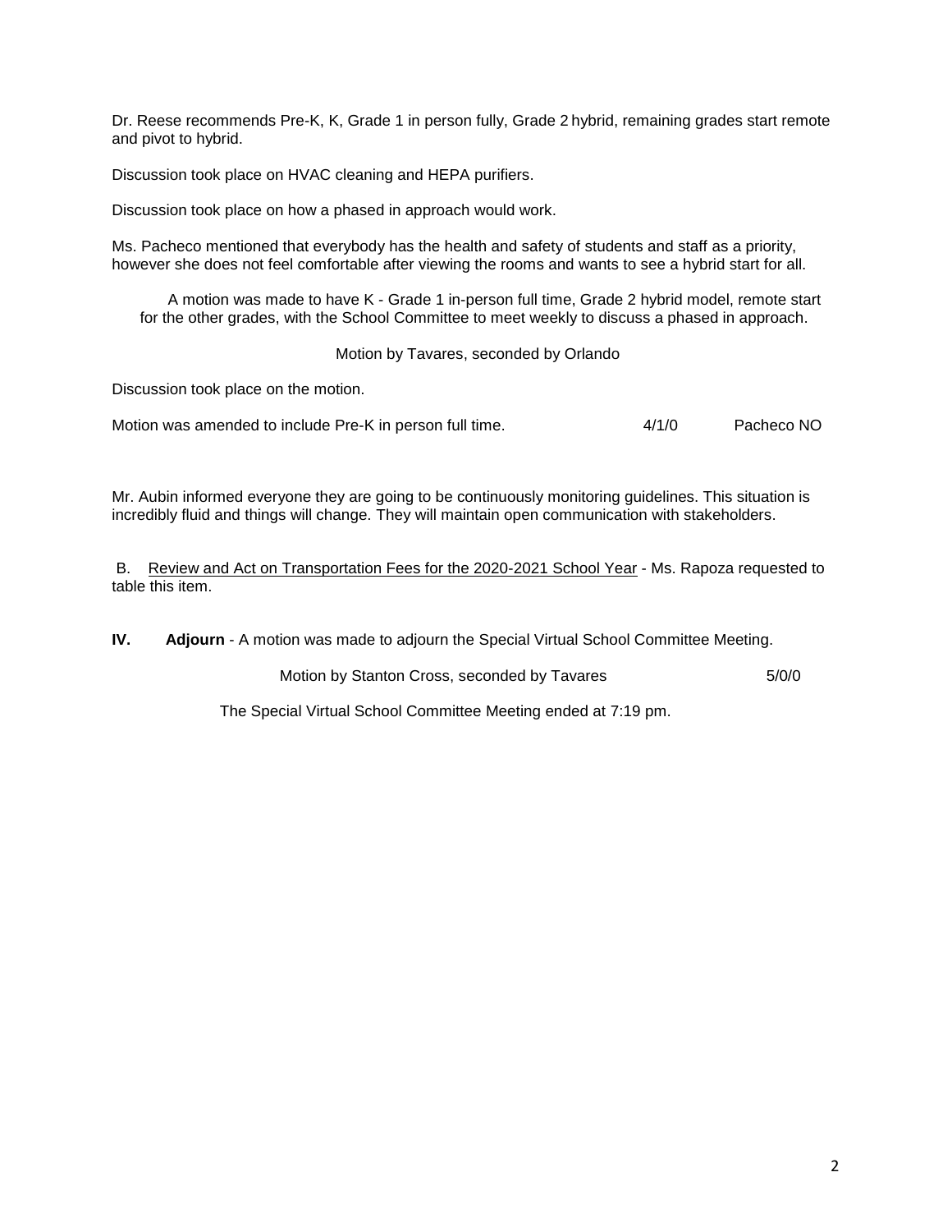Dr. Reese recommends Pre-K, K, Grade 1 in person fully, Grade 2 hybrid, remaining grades start remote and pivot to hybrid.

Discussion took place on HVAC cleaning and HEPA purifiers.

Discussion took place on how a phased in approach would work.

Ms. Pacheco mentioned that everybody has the health and safety of students and staff as a priority, however she does not feel comfortable after viewing the rooms and wants to see a hybrid start for all.

A motion was made to have K - Grade 1 in-person full time, Grade 2 hybrid model, remote start for the other grades, with the School Committee to meet weekly to discuss a phased in approach.

Motion by Tavares, seconded by Orlando

Discussion took place on the motion.

Motion was amended to include Pre-K in person full time. 4/1/0 Pacheco NO

Mr. Aubin informed everyone they are going to be continuously monitoring guidelines. This situation is incredibly fluid and things will change. They will maintain open communication with stakeholders.

B. Review and Act on Transportation Fees for the 2020-2021 School Year - Ms. Rapoza requested to table this item.

**IV. Adjourn** - A motion was made to adjourn the Special Virtual School Committee Meeting.

Motion by Stanton Cross, seconded by Tavares 5/0/0

The Special Virtual School Committee Meeting ended at 7:19 pm.